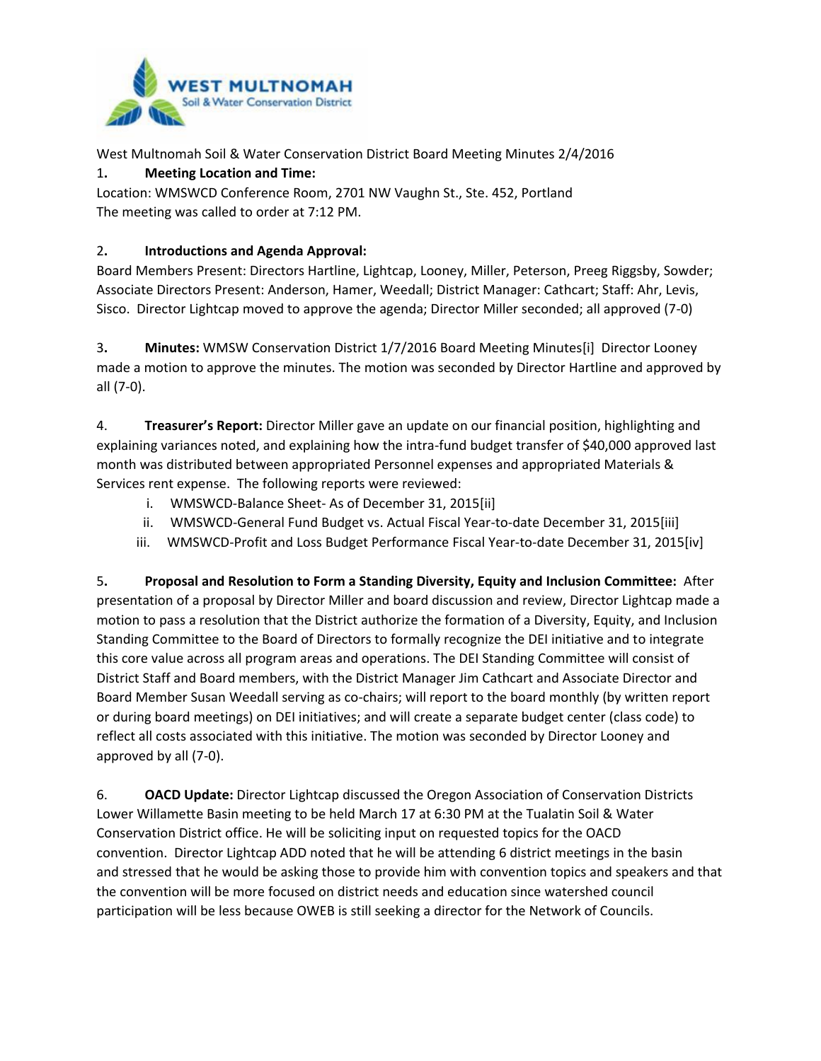West Multnomah Soil & Water Conservation District Board Meeting Minutes 2/4/2016

1. **Meeting Location and Time:**

Location: WMSWCD Conference Room, 2701 NW Vaughn St., Ste. 452, Portland

The meeting was called to order at 7:12 PM.

2. **Introductions and Agenda Approval:**

Board Members Present: Directors Hartline, Lightcap, Looney, Miller, Peterson, Preeg Riggsby, Sowder; Associate Directors Present: Anderson, Hamer, Weedall; District Manager: Cathcart; Staff: Ahr, Levis, Sisco. Director Lightcap moved to approve the agenda; Director Miller seconded; all approved (7-0)

3. **Minutes:** WMSW Conservation District 1/7/2016 Board Meeting Minutes[i] Director Looney made a motion to approve the minutes. The motion was seconded by Director Hartline and approved by all (7-0).

4. **Treasurer's Report:** Director Miller gave an update on our financial position, highlighting and explaining variances noted, and explaining how the intra-fund budget transfer of $40,000 approved last month was distributed between appropriated Personnel expenses and appropriated Materials & Services rent expense. The following reports were reviewed:

   i. WMSWCD-Balance Sheet- As of December 31, 2015[ii]
   ii. WMSWCD-General Fund Budget vs. Actual Fiscal Year-to-date December 31, 2015[iii]
   iii. WMSWCD-Profit and Loss Budget Performance Fiscal Year-to-date December 31, 2015[iv]

5. **Proposal and Resolution to Form a Standing Diversity, Equity and Inclusion Committee:** After presentation of a proposal by Director Miller and board discussion and review, Director Lightcap made a motion to pass a resolution that the District authorize the formation of a Diversity, Equity, and Inclusion Standing Committee to the Board of Directors to formally recognize the DEI initiative and to integrate this core value across all program areas and operations. The DEI Standing Committee will consist of District Staff and Board members, with the District Manager Jim Cathcart and Associate Director and Board Member Susan Weedall serving as co-chairs; will report to the board monthly (by written report or during board meetings) on DEI initiatives; and will create a separate budget center (class code) to reflect all costs associated with this initiative. The motion was seconded by Director Looney and approved by all (7-0).

6. **OACD Update:** Director Lightcap discussed the Oregon Association of Conservation Districts Lower Willamette Basin meeting to be held March 17 at 6:30 PM at the Tualatin Soil & Water Conservation District office. He will be soliciting input on requested topics for the OACD convention. Director Lightcap ADD noted that he will be attending 6 district meetings in the basin and stressed that he would be asking those to provide him with convention topics and speakers and that the convention will be more focused on district needs and education since watershed council participation will be less because OWEB is still seeking a director for the Network of Councils.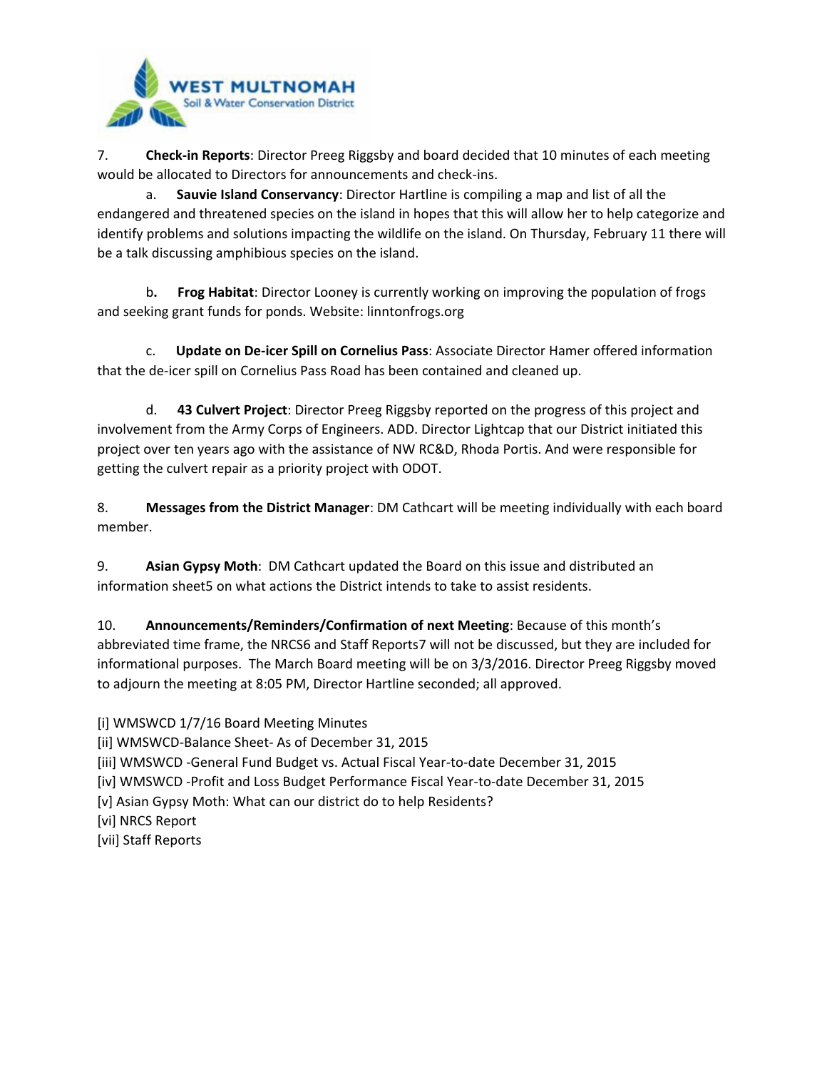7. **Check-in Reports**: Director Preeg Riggsby and board decided that 10 minutes of each meeting would be allocated to Directors for announcements and check-ins.

a. **Sauvie Island Conservancy**: Director Hartline is compiling a map and list of all the endangered and threatened species on the island in hopes that this will allow her to help categorize and identify problems and solutions impacting the wildlife on the island. On Thursday, February 11 there will be a talk discussing amphibious species on the island.

b. **Frog Habitat**: Director Looney is currently working on improving the population of frogs and seeking grant funds for ponds. Website: linntonfrogs.org

c. **Update on De-icer Spill on Cornelius Pass**: Associate Director Hamer offered information that the de-icer spill on Cornelius Pass Road has been contained and cleaned up.

d. **43 Culvert Project**: Director Preeg Riggsby reported on the progress of this project and involvement from the Army Corps of Engineers. ADD. Director Lightcap that our District initiated this project over ten years ago with the assistance of NW RC&D, Rhoda Portis. And were responsible for getting the culvert repair as a priority project with ODOT.

8. **Messages from the District Manager**: DM Cathcart will be meeting individually with each board member.

9. **Asian Gypsy Moth**: DM Cathcart updated the Board on this issue and distributed an information sheet5 on what actions the District intends to take to assist residents.

10. **Announcements/Reminders/Confirmation of next Meeting**: Because of this month's abbreviated time frame, the NRCS6 and Staff Reports7 will not be discussed, but they are included for informational purposes. The March Board meeting will be on 3/3/2016. Director Preeg Riggsby moved to adjourn the meeting at 8:05 PM, Director Hartline seconded; all approved.

[i] WMSWCD 1/7/16 Board Meeting Minutes
[ii] WMSWCD-Balance Sheet- As of December 31, 2015
[iii] WMSWCD -General Fund Budget vs. Actual Fiscal Year-to-date December 31, 2015
[iv] WMSWCD -Profit and Loss Budget Performance Fiscal Year-to-date December 31, 2015
[v] Asian Gypsy Moth: What can our district do to help Residents?
[vi] NRCS Report
[vii] Staff Reports